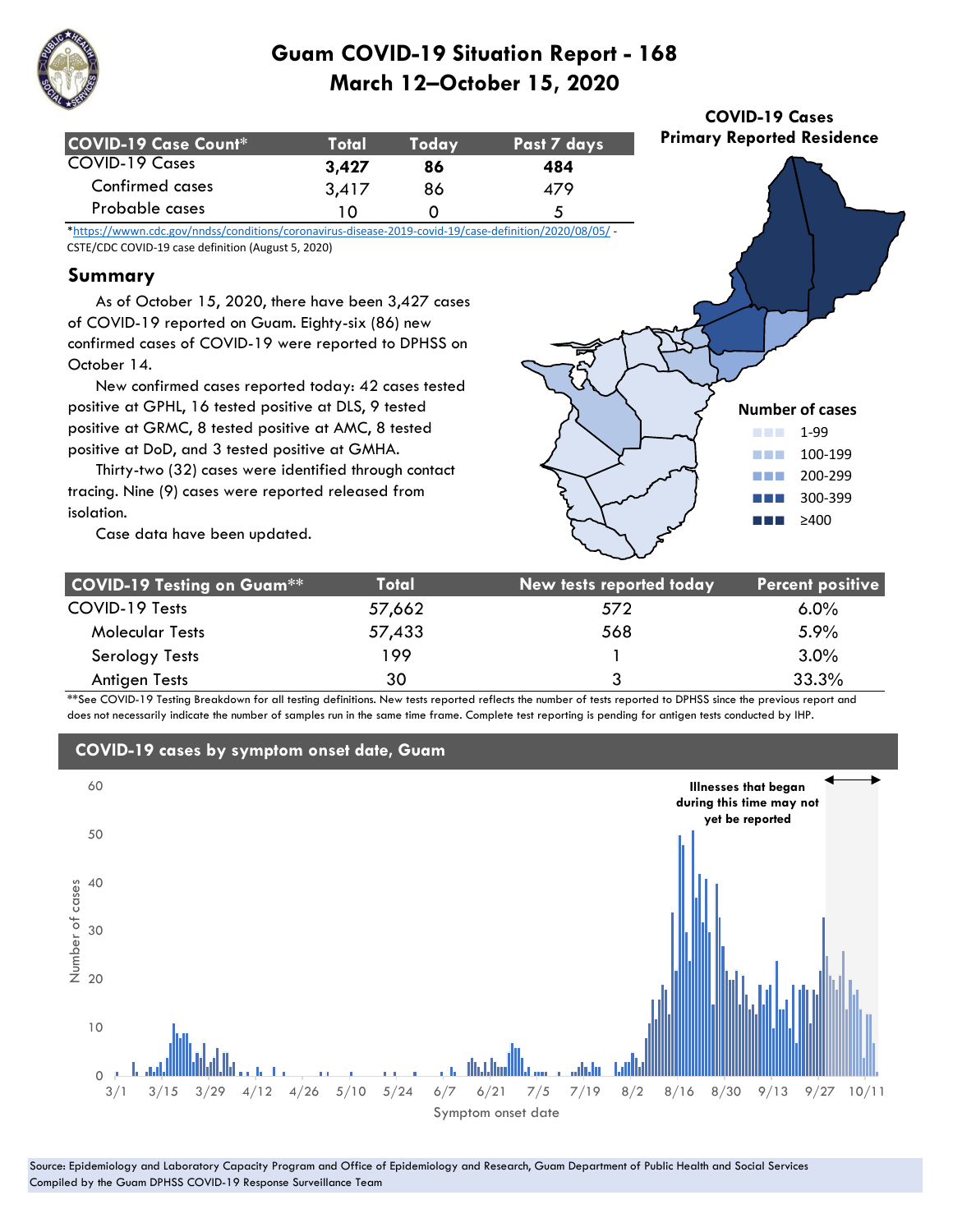# Guam COVID-19 Situation Report - 168
## March 12–October 15, 2020

| COVID-19 Case Count* | Total | Today | Past 7 days |
|---|---|---|---|
| **COVID-19 Cases** | **3,427** | **86** | **484** |
| Confirmed cases | 3,417 | 86 | 479 |
| Probable cases | 10 | 0 | 5 |

*https://wwwn.cdc.gov/nndss/conditions/coronavirus-disease-2019-covid-19/case-definition/2020/08/05/ - CSTE/CDC COVID-19 case definition (August 5, 2020)

## Summary

As of October 15, 2020, there have been 3,427 cases of COVID-19 reported on Guam. Eighty-six (86) new confirmed cases of COVID-19 were reported to DPHSS on October 14.

New confirmed cases reported today: 42 cases tested positive at GPHL, 16 tested positive at DLS, 9 tested positive at GRMC, 8 tested positive at AMC, 8 tested positive at DoD, and 3 tested positive at GMHA.

Thirty-two (32) cases were identified through contact tracing. Nine (9) cases were reported released from isolation.

Case data have been updated.

**COVID-19 Cases Primary Reported Residence**

Number of cases: 1-99; 100-199; 200-299; 300-399; ≥400

| COVID-19 Testing on Guam** | Total | New tests reported today | Percent positive |
|---|---|---|---|
| COVID-19 Tests | 57,662 | 572 | 6.0% |
| Molecular Tests | 57,433 | 568 | 5.9% |
| Serology Tests | 199 | 1 | 3.0% |
| Antigen Tests | 30 | 3 | 33.3% |

**See COVID-19 Testing Breakdown for all testing definitions. New tests reported reflects the number of tests reported to DPHSS since the previous report and does not necessarily indicate the number of samples run in the same time frame. Complete test reporting is pending for antigen tests conducted by IHP.

**COVID-19 cases by symptom onset date, Guam**

Illnesses that began during this time may not yet be reported

Source: Epidemiology and Laboratory Capacity Program and Office of Epidemiology and Research, Guam Department of Public Health and Social Services
Compiled by the Guam DPHSS COVID-19 Response Surveillance Team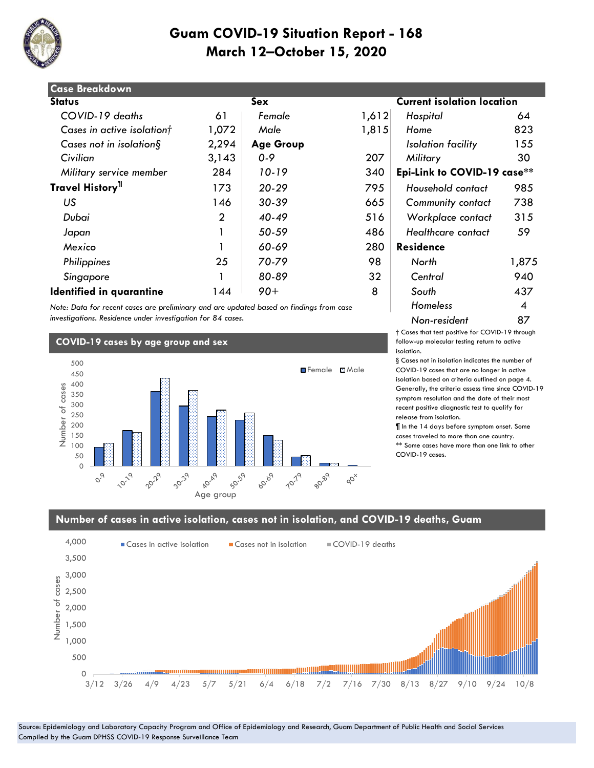# Guam COVID-19 Situation Report - 168
## March 12–October 15, 2020

### Case Breakdown

| Status | | Sex | | Current isolation location | |
|---|---|---|---|---|---|
| *COVID-19 deaths* | 61 | *Female* | 1,612 | *Hospital* | 64 |
| *Cases in active isolation†* | 1,072 | *Male* | 1,815 | *Home* | 823 |
| *Cases not in isolation§* | 2,294 | **Age Group** | | *Isolation facility* | 155 |
| *Civilian* | 3,143 | *0-9* | 207 | *Military* | 30 |
| *Military service member* | 284 | *10-19* | 340 | **Epi-Link to COVID-19 case**** | |
| **Travel History¶** | 173 | *20-29* | 795 | *Household contact* | 985 |
| *US* | 146 | *30-39* | 665 | *Community contact* | 738 |
| *Dubai* | 2 | *40-49* | 516 | *Workplace contact* | 315 |
| *Japan* | 1 | *50-59* | 486 | *Healthcare contact* | 59 |
| *Mexico* | 1 | *60-69* | 280 | **Residence** | |
| *Philippines* | 25 | *70-79* | 98 | *North* | 1,875 |
| *Singapore* | 1 | *80-89* | 32 | *Central* | 940 |
| **Identified in quarantine** | 144 | *90+* | 8 | *South* | 437 |
| | | | | *Homeless* | 4 |
| | | | | *Non-resident* | 87 |

*Note: Data for recent cases are preliminary and are updated based on findings from case investigations. Residence under investigation for 84 cases.*

† Cases that test positive for COVID-19 through follow-up molecular testing return to active isolation.

§ Cases not in isolation indicates the number of COVID-19 cases that are no longer in active isolation based on criteria outlined on page 4. Generally, the criteria assess time since COVID-19 symptom resolution and the date of their most recent positive diagnostic test to qualify for release from isolation.

¶ In the 14 days before symptom onset. Some cases traveled to more than one country.

** Some cases have more than one link to other COVID-19 cases.

### COVID-19 cases by age group and sex

### Number of cases in active isolation, cases not in isolation, and COVID-19 deaths, Guam

Source: Epidemiology and Laboratory Capacity Program and Office of Epidemiology and Research, Guam Department of Public Health and Social Services
Compiled by the Guam DPHSS COVID-19 Response Surveillance Team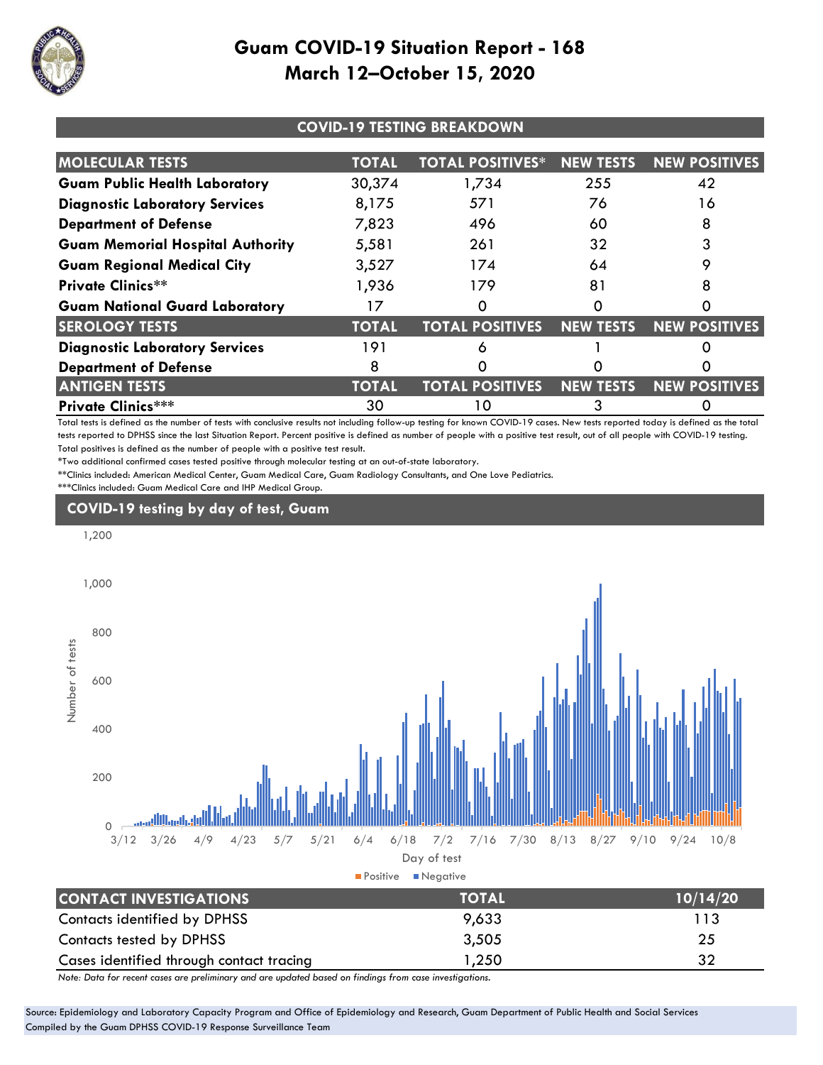# Guam COVID-19 Situation Report - 168
## March 12–October 15, 2020

### COVID-19 TESTING BREAKDOWN

| MOLECULAR TESTS | TOTAL | TOTAL POSITIVES* | NEW TESTS | NEW POSITIVES |
|---|---|---|---|---|
| **Guam Public Health Laboratory** | 30,374 | 1,734 | 255 | 42 |
| **Diagnostic Laboratory Services** | 8,175 | 571 | 76 | 16 |
| **Department of Defense** | 7,823 | 496 | 60 | 8 |
| **Guam Memorial Hospital Authority** | 5,581 | 261 | 32 | 3 |
| **Guam Regional Medical City** | 3,527 | 174 | 64 | 9 |
| **Private Clinics**** | 1,936 | 179 | 81 | 8 |
| **Guam National Guard Laboratory** | 17 | 0 | 0 | 0 |
| **SEROLOGY TESTS** | **TOTAL** | **TOTAL POSITIVES** | **NEW TESTS** | **NEW POSITIVES** |
| **Diagnostic Laboratory Services** | 191 | 6 | 1 | 0 |
| **Department of Defense** | 8 | 0 | 0 | 0 |
| **ANTIGEN TESTS** | **TOTAL** | **TOTAL POSITIVES** | **NEW TESTS** | **NEW POSITIVES** |
| **Private Clinics***** | 30 | 10 | 3 | 0 |

Total tests is defined as the number of tests with conclusive results not including follow-up testing for known COVID-19 cases. New tests reported today is defined as the total tests reported to DPHSS since the last Situation Report. Percent positive is defined as number of people with a positive test result, out of all people with COVID-19 testing. Total positives is defined as the number of people with a positive test result.

*Two additional confirmed cases tested positive through molecular testing at an out-of-state laboratory.

**Clinics included: American Medical Center, Guam Medical Care, Guam Radiology Consultants, and One Love Pediatrics.

***Clinics included: Guam Medical Care and IHP Medical Group.

### COVID-19 testing by day of test, Guam

| CONTACT INVESTIGATIONS | TOTAL | 10/14/20 |
|---|---|---|
| Contacts identified by DPHSS | 9,633 | 113 |
| Contacts tested by DPHSS | 3,505 | 25 |
| Cases identified through contact tracing | 1,250 | 32 |

*Note: Data for recent cases are preliminary and are updated based on findings from case investigations.*

Source: Epidemiology and Laboratory Capacity Program and Office of Epidemiology and Research, Guam Department of Public Health and Social Services
Compiled by the Guam DPHSS COVID-19 Response Surveillance Team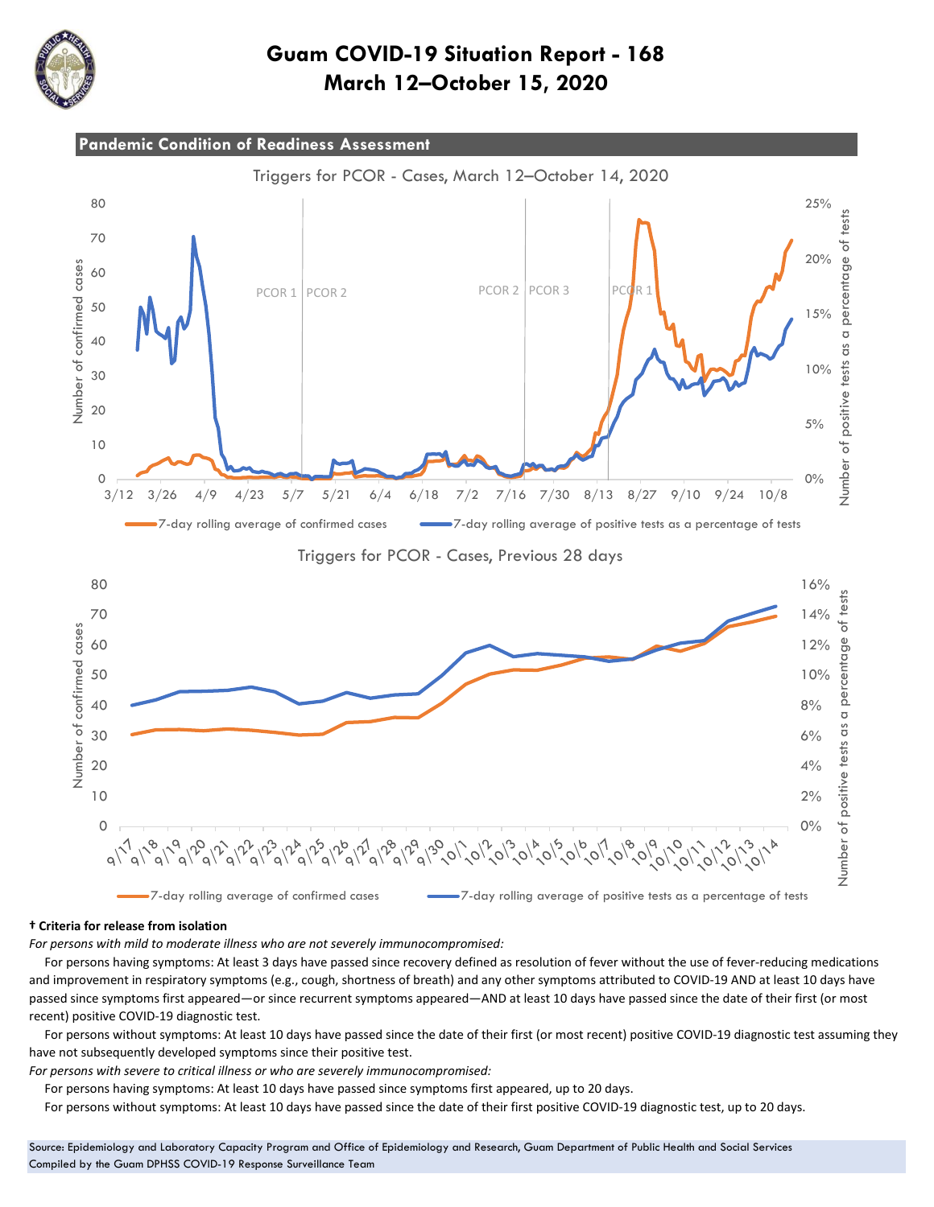# Guam COVID-19 Situation Report - 168
# March 12–October 15, 2020

## Pandemic Condition of Readiness Assessment

Triggers for PCOR - Cases, March 12–October 14, 2020

Number of confirmed cases

80
70
60
50
40
30
20
10
0

3/12 3/26 4/9 4/23 5/7 5/21 6/4 6/18 7/2 7/16 7/30 8/13 8/27 9/10 9/24 10/8

PCOR 1 PCOR 2 PCOR 2 PCOR 3 PCOR 1

Number of positive tests as a percentage of tests

25%
20%
15%
10%
5%
0%

7-day rolling average of confirmed cases
7-day rolling average of positive tests as a percentage of tests

Triggers for PCOR - Cases, Previous 28 days

Number of confirmed cases

80
70
60
50
40
30
20
10
0

9/17 9/18 9/19 9/20 9/21 9/22 9/23 9/24 9/25 9/26 9/27 9/28 9/29 9/30 10/1 10/2 10/3 10/4 10/5 10/6 10/7 10/8 10/9 10/10 10/11 10/12 10/13 10/14

Number of positive tests as a percentage of tests

16%
14%
12%
10%
8%
6%
4%
2%
0%

7-day rolling average of confirmed cases
7-day rolling average of positive tests as a percentage of tests

**† Criteria for release from isolation**

*For persons with mild to moderate illness who are not severely immunocompromised:*

For persons having symptoms: At least 3 days have passed since recovery defined as resolution of fever without the use of fever-reducing medications and improvement in respiratory symptoms (e.g., cough, shortness of breath) and any other symptoms attributed to COVID-19 AND at least 10 days have passed since symptoms first appeared—or since recurrent symptoms appeared—AND at least 10 days have passed since the date of their first (or most recent) positive COVID-19 diagnostic test.

For persons without symptoms: At least 10 days have passed since the date of their first (or most recent) positive COVID-19 diagnostic test assuming they have not subsequently developed symptoms since their positive test.

*For persons with severe to critical illness or who are severely immunocompromised:*

For persons having symptoms: At least 10 days have passed since symptoms first appeared, up to 20 days.

For persons without symptoms: At least 10 days have passed since the date of their first positive COVID-19 diagnostic test, up to 20 days.

Source: Epidemiology and Laboratory Capacity Program and Office of Epidemiology and Research, Guam Department of Public Health and Social Services
Compiled by the Guam DPHSS COVID-19 Response Surveillance Team